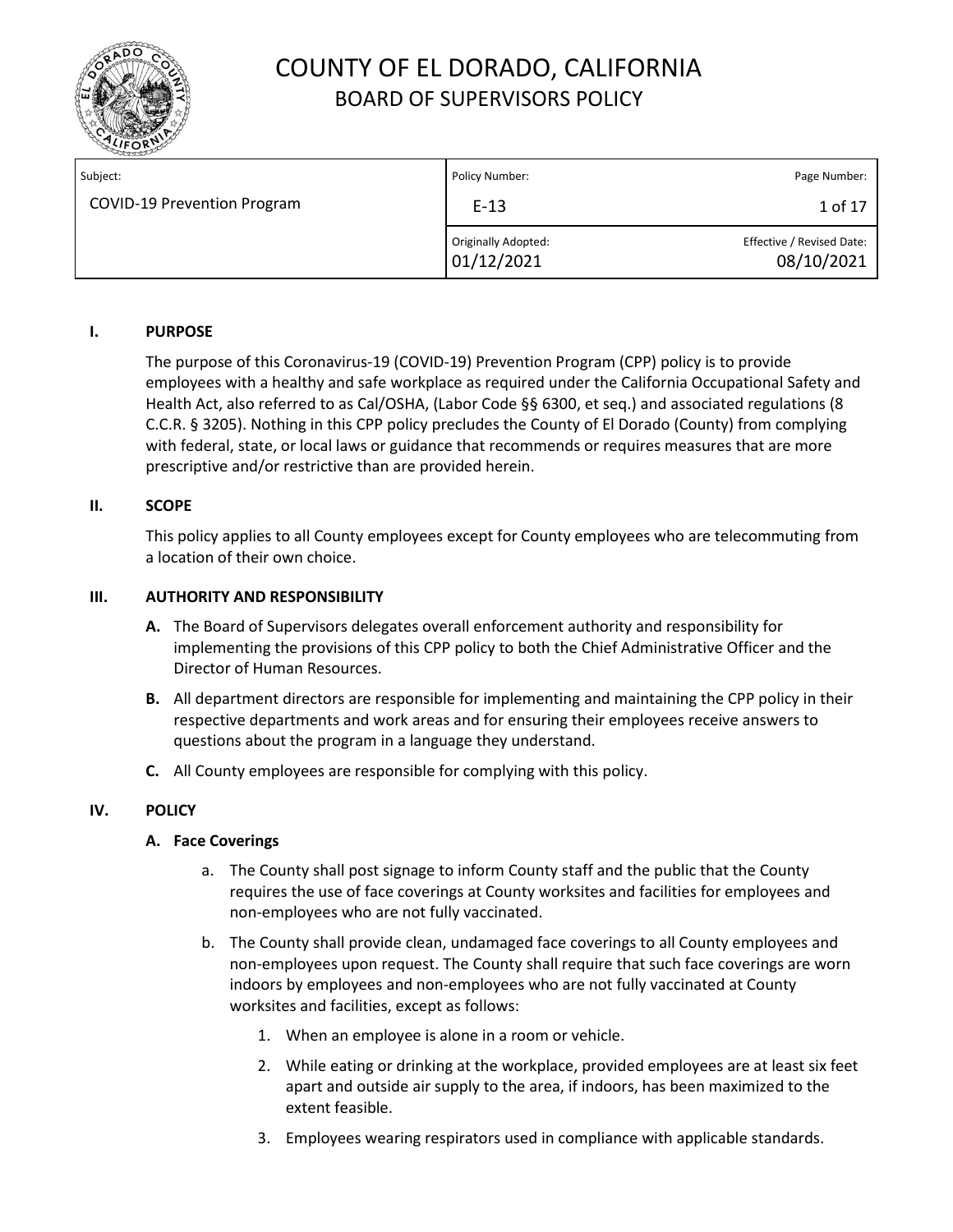# COUNTY OF EL DORADO, CALIFORNIA
## BOARD OF SUPERVISORS POLICY

| Subject: | Policy Number: | Page Number: |
|---|---|---|
| COVID-19 Prevention Program | E-13 | 1 of 17 |
| | Originally Adopted: 01/12/2021 | Effective / Revised Date: 08/10/2021 |

### I. PURPOSE

The purpose of this Coronavirus-19 (COVID-19) Prevention Program (CPP) policy is to provide employees with a healthy and safe workplace as required under the California Occupational Safety and Health Act, also referred to as Cal/OSHA, (Labor Code §§ 6300, et seq.) and associated regulations (8 C.C.R. § 3205). Nothing in this CPP policy precludes the County of El Dorado (County) from complying with federal, state, or local laws or guidance that recommends or requires measures that are more prescriptive and/or restrictive than are provided herein.

### II. SCOPE

This policy applies to all County employees except for County employees who are telecommuting from a location of their own choice.

### III. AUTHORITY AND RESPONSIBILITY

**A.** The Board of Supervisors delegates overall enforcement authority and responsibility for implementing the provisions of this CPP policy to both the Chief Administrative Officer and the Director of Human Resources.

**B.** All department directors are responsible for implementing and maintaining the CPP policy in their respective departments and work areas and for ensuring their employees receive answers to questions about the program in a language they understand.

**C.** All County employees are responsible for complying with this policy.

### IV. POLICY

**A. Face Coverings**

a. The County shall post signage to inform County staff and the public that the County requires the use of face coverings at County worksites and facilities for employees and non-employees who are not fully vaccinated.

b. The County shall provide clean, undamaged face coverings to all County employees and non-employees upon request. The County shall require that such face coverings are worn indoors by employees and non-employees who are not fully vaccinated at County worksites and facilities, except as follows:

1. When an employee is alone in a room or vehicle.
2. While eating or drinking at the workplace, provided employees are at least six feet apart and outside air supply to the area, if indoors, has been maximized to the extent feasible.
3. Employees wearing respirators used in compliance with applicable standards.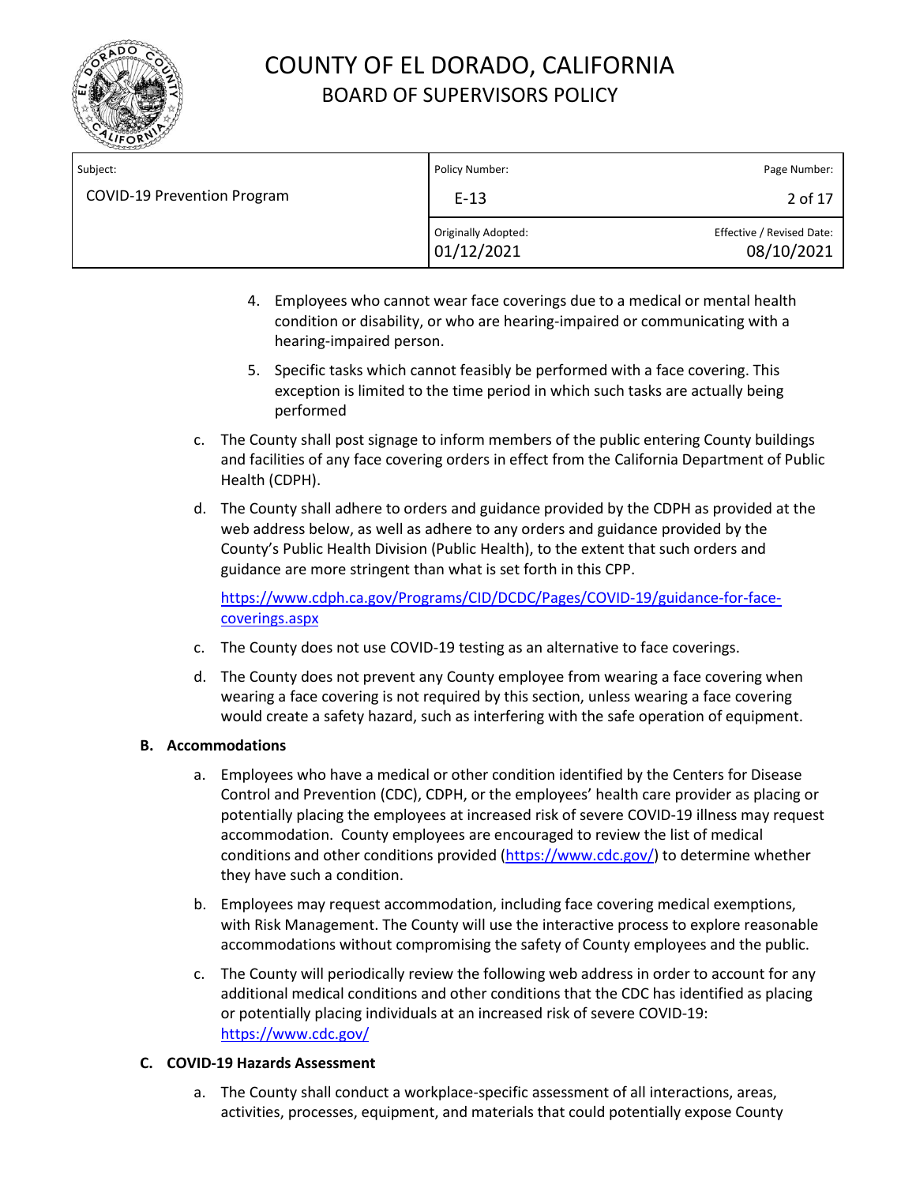4. Employees who cannot wear face coverings due to a medical or mental health condition or disability, or who are hearing-impaired or communicating with a hearing-impaired person.

5. Specific tasks which cannot feasibly be performed with a face covering. This exception is limited to the time period in which such tasks are actually being performed

c. The County shall post signage to inform members of the public entering County buildings and facilities of any face covering orders in effect from the California Department of Public Health (CDPH).

d. The County shall adhere to orders and guidance provided by the CDPH as provided at the web address below, as well as adhere to any orders and guidance provided by the County's Public Health Division (Public Health), to the extent that such orders and guidance are more stringent than what is set forth in this CPP.

   https://www.cdph.ca.gov/Programs/CID/DCDC/Pages/COVID-19/guidance-for-face-coverings.aspx

c. The County does not use COVID-19 testing as an alternative to face coverings.

d. The County does not prevent any County employee from wearing a face covering when wearing a face covering is not required by this section, unless wearing a face covering would create a safety hazard, such as interfering with the safe operation of equipment.

**B. Accommodations**

a. Employees who have a medical or other condition identified by the Centers for Disease Control and Prevention (CDC), CDPH, or the employees' health care provider as placing or potentially placing the employees at increased risk of severe COVID-19 illness may request accommodation. County employees are encouraged to review the list of medical conditions and other conditions provided (https://www.cdc.gov/) to determine whether they have such a condition.

b. Employees may request accommodation, including face covering medical exemptions, with Risk Management. The County will use the interactive process to explore reasonable accommodations without compromising the safety of County employees and the public.

c. The County will periodically review the following web address in order to account for any additional medical conditions and other conditions that the CDC has identified as placing or potentially placing individuals at an increased risk of severe COVID-19: https://www.cdc.gov/

**C. COVID-19 Hazards Assessment**

a. The County shall conduct a workplace-specific assessment of all interactions, areas, activities, processes, equipment, and materials that could potentially expose County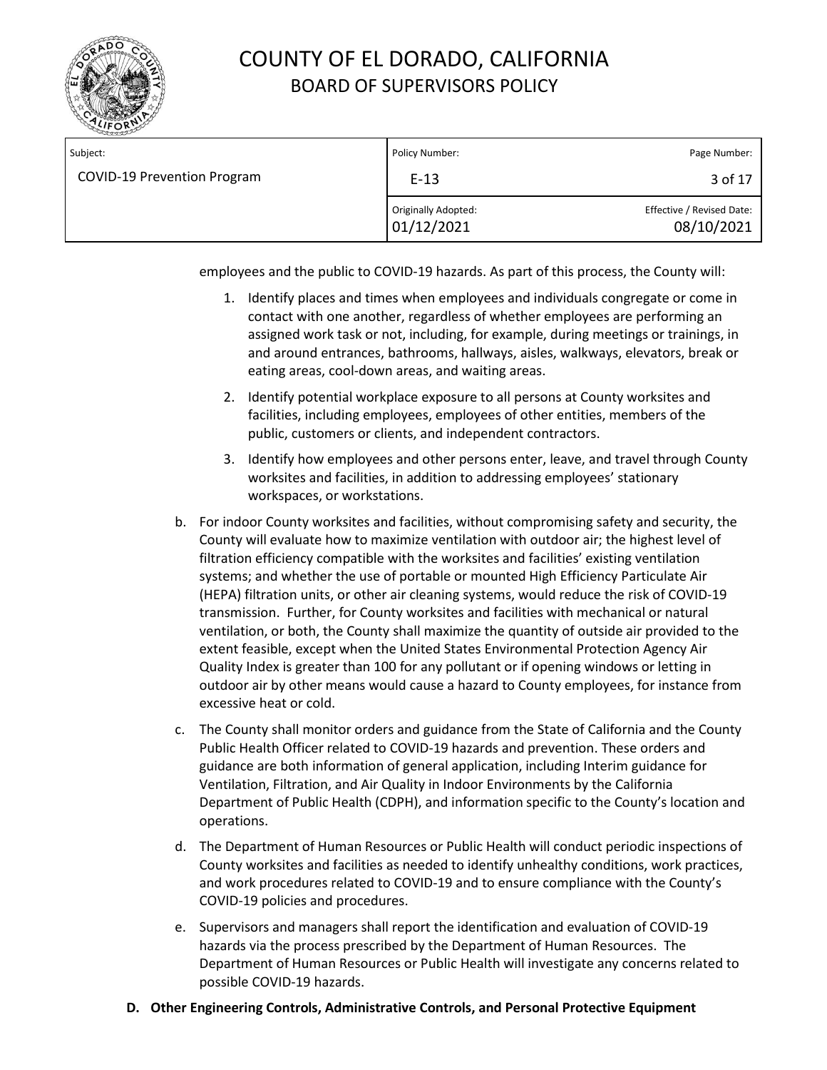employees and the public to COVID-19 hazards. As part of this process, the County will:

1. Identify places and times when employees and individuals congregate or come in contact with one another, regardless of whether employees are performing an assigned work task or not, including, for example, during meetings or trainings, in and around entrances, bathrooms, hallways, aisles, walkways, elevators, break or eating areas, cool-down areas, and waiting areas.
2. Identify potential workplace exposure to all persons at County worksites and facilities, including employees, employees of other entities, members of the public, customers or clients, and independent contractors.
3. Identify how employees and other persons enter, leave, and travel through County worksites and facilities, in addition to addressing employees' stationary workspaces, or workstations.

b. For indoor County worksites and facilities, without compromising safety and security, the County will evaluate how to maximize ventilation with outdoor air; the highest level of filtration efficiency compatible with the worksites and facilities' existing ventilation systems; and whether the use of portable or mounted High Efficiency Particulate Air (HEPA) filtration units, or other air cleaning systems, would reduce the risk of COVID-19 transmission. Further, for County worksites and facilities with mechanical or natural ventilation, or both, the County shall maximize the quantity of outside air provided to the extent feasible, except when the United States Environmental Protection Agency Air Quality Index is greater than 100 for any pollutant or if opening windows or letting in outdoor air by other means would cause a hazard to County employees, for instance from excessive heat or cold.

c. The County shall monitor orders and guidance from the State of California and the County Public Health Officer related to COVID-19 hazards and prevention. These orders and guidance are both information of general application, including Interim guidance for Ventilation, Filtration, and Air Quality in Indoor Environments by the California Department of Public Health (CDPH), and information specific to the County's location and operations.

d. The Department of Human Resources or Public Health will conduct periodic inspections of County worksites and facilities as needed to identify unhealthy conditions, work practices, and work procedures related to COVID-19 and to ensure compliance with the County's COVID-19 policies and procedures.

e. Supervisors and managers shall report the identification and evaluation of COVID-19 hazards via the process prescribed by the Department of Human Resources. The Department of Human Resources or Public Health will investigate any concerns related to possible COVID-19 hazards.

**D. Other Engineering Controls, Administrative Controls, and Personal Protective Equipment**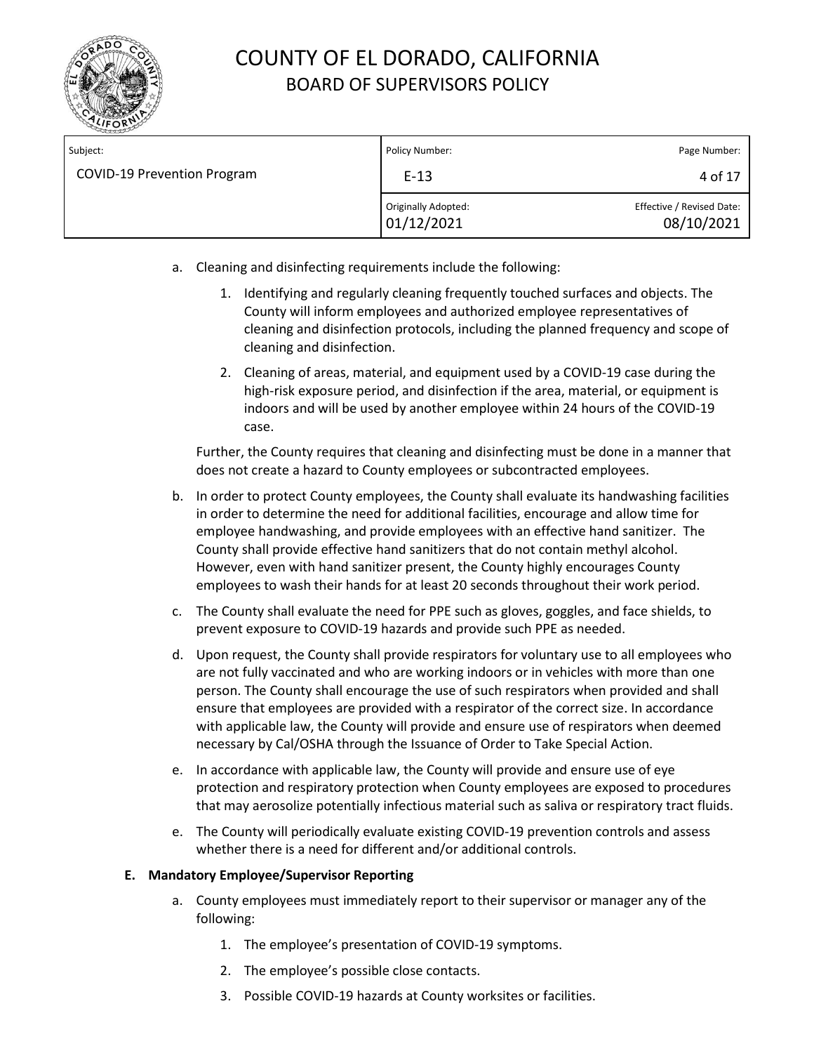a. Cleaning and disinfecting requirements include the following:

   1. Identifying and regularly cleaning frequently touched surfaces and objects. The County will inform employees and authorized employee representatives of cleaning and disinfection protocols, including the planned frequency and scope of cleaning and disinfection.

   2. Cleaning of areas, material, and equipment used by a COVID-19 case during the high-risk exposure period, and disinfection if the area, material, or equipment is indoors and will be used by another employee within 24 hours of the COVID-19 case.

   Further, the County requires that cleaning and disinfecting must be done in a manner that does not create a hazard to County employees or subcontracted employees.

b. In order to protect County employees, the County shall evaluate its handwashing facilities in order to determine the need for additional facilities, encourage and allow time for employee handwashing, and provide employees with an effective hand sanitizer. The County shall provide effective hand sanitizers that do not contain methyl alcohol. However, even with hand sanitizer present, the County highly encourages County employees to wash their hands for at least 20 seconds throughout their work period.

c. The County shall evaluate the need for PPE such as gloves, goggles, and face shields, to prevent exposure to COVID-19 hazards and provide such PPE as needed.

d. Upon request, the County shall provide respirators for voluntary use to all employees who are not fully vaccinated and who are working indoors or in vehicles with more than one person. The County shall encourage the use of such respirators when provided and shall ensure that employees are provided with a respirator of the correct size. In accordance with applicable law, the County will provide and ensure use of respirators when deemed necessary by Cal/OSHA through the Issuance of Order to Take Special Action.

e. In accordance with applicable law, the County will provide and ensure use of eye protection and respiratory protection when County employees are exposed to procedures that may aerosolize potentially infectious material such as saliva or respiratory tract fluids.

e. The County will periodically evaluate existing COVID-19 prevention controls and assess whether there is a need for different and/or additional controls.

**E. Mandatory Employee/Supervisor Reporting**

a. County employees must immediately report to their supervisor or manager any of the following:

   1. The employee's presentation of COVID-19 symptoms.

   2. The employee's possible close contacts.

   3. Possible COVID-19 hazards at County worksites or facilities.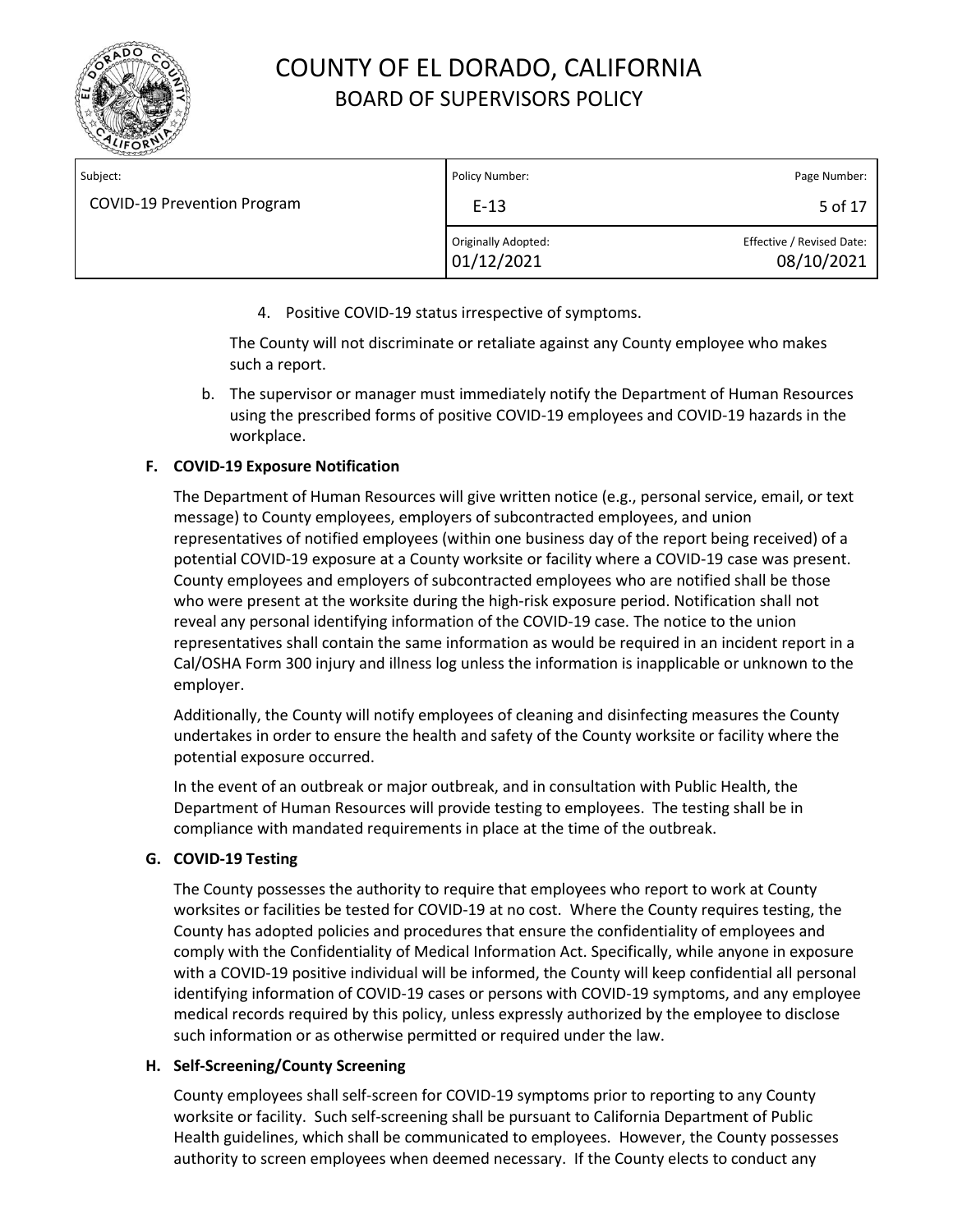4. Positive COVID-19 status irrespective of symptoms.

   The County will not discriminate or retaliate against any County employee who makes such a report.

b. The supervisor or manager must immediately notify the Department of Human Resources using the prescribed forms of positive COVID-19 employees and COVID-19 hazards in the workplace.

### F. COVID-19 Exposure Notification

The Department of Human Resources will give written notice (e.g., personal service, email, or text message) to County employees, employers of subcontracted employees, and union representatives of notified employees (within one business day of the report being received) of a potential COVID-19 exposure at a County worksite or facility where a COVID-19 case was present. County employees and employers of subcontracted employees who are notified shall be those who were present at the worksite during the high-risk exposure period. Notification shall not reveal any personal identifying information of the COVID-19 case. The notice to the union representatives shall contain the same information as would be required in an incident report in a Cal/OSHA Form 300 injury and illness log unless the information is inapplicable or unknown to the employer.

Additionally, the County will notify employees of cleaning and disinfecting measures the County undertakes in order to ensure the health and safety of the County worksite or facility where the potential exposure occurred.

In the event of an outbreak or major outbreak, and in consultation with Public Health, the Department of Human Resources will provide testing to employees. The testing shall be in compliance with mandated requirements in place at the time of the outbreak.

### G. COVID-19 Testing

The County possesses the authority to require that employees who report to work at County worksites or facilities be tested for COVID-19 at no cost. Where the County requires testing, the County has adopted policies and procedures that ensure the confidentiality of employees and comply with the Confidentiality of Medical Information Act. Specifically, while anyone in exposure with a COVID-19 positive individual will be informed, the County will keep confidential all personal identifying information of COVID-19 cases or persons with COVID-19 symptoms, and any employee medical records required by this policy, unless expressly authorized by the employee to disclose such information or as otherwise permitted or required under the law.

### H. Self-Screening/County Screening

County employees shall self-screen for COVID-19 symptoms prior to reporting to any County worksite or facility. Such self-screening shall be pursuant to California Department of Public Health guidelines, which shall be communicated to employees. However, the County possesses authority to screen employees when deemed necessary. If the County elects to conduct any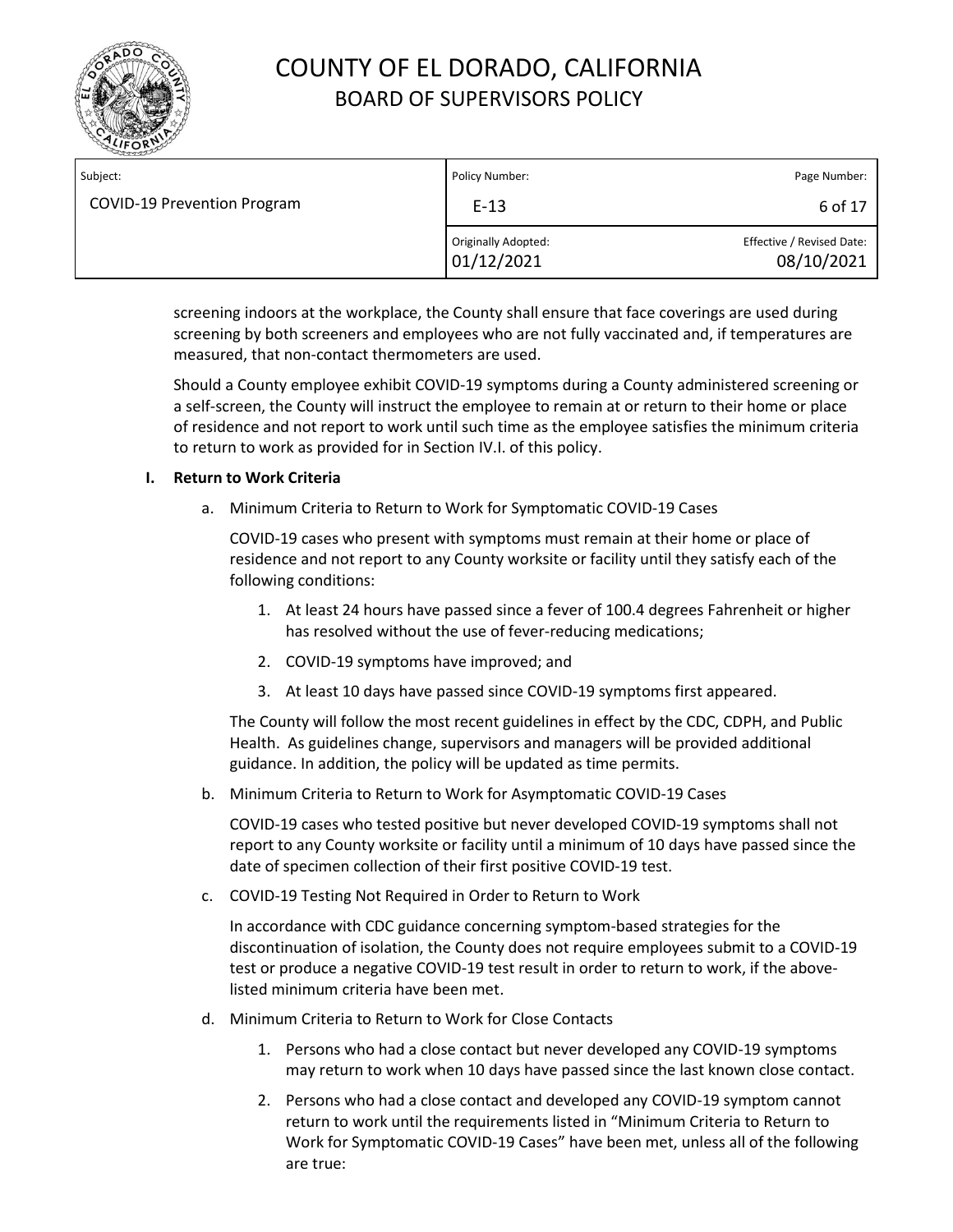screening indoors at the workplace, the County shall ensure that face coverings are used during screening by both screeners and employees who are not fully vaccinated and, if temperatures are measured, that non-contact thermometers are used.

Should a County employee exhibit COVID-19 symptoms during a County administered screening or a self-screen, the County will instruct the employee to remain at or return to their home or place of residence and not report to work until such time as the employee satisfies the minimum criteria to return to work as provided for in Section IV.I. of this policy.

**I. Return to Work Criteria**

a. Minimum Criteria to Return to Work for Symptomatic COVID-19 Cases

COVID-19 cases who present with symptoms must remain at their home or place of residence and not report to any County worksite or facility until they satisfy each of the following conditions:

1. At least 24 hours have passed since a fever of 100.4 degrees Fahrenheit or higher has resolved without the use of fever-reducing medications;
2. COVID-19 symptoms have improved; and
3. At least 10 days have passed since COVID-19 symptoms first appeared.

The County will follow the most recent guidelines in effect by the CDC, CDPH, and Public Health. As guidelines change, supervisors and managers will be provided additional guidance. In addition, the policy will be updated as time permits.

b. Minimum Criteria to Return to Work for Asymptomatic COVID-19 Cases

COVID-19 cases who tested positive but never developed COVID-19 symptoms shall not report to any County worksite or facility until a minimum of 10 days have passed since the date of specimen collection of their first positive COVID-19 test.

c. COVID-19 Testing Not Required in Order to Return to Work

In accordance with CDC guidance concerning symptom-based strategies for the discontinuation of isolation, the County does not require employees submit to a COVID-19 test or produce a negative COVID-19 test result in order to return to work, if the above-listed minimum criteria have been met.

d. Minimum Criteria to Return to Work for Close Contacts

1. Persons who had a close contact but never developed any COVID-19 symptoms may return to work when 10 days have passed since the last known close contact.
2. Persons who had a close contact and developed any COVID-19 symptom cannot return to work until the requirements listed in "Minimum Criteria to Return to Work for Symptomatic COVID-19 Cases" have been met, unless all of the following are true: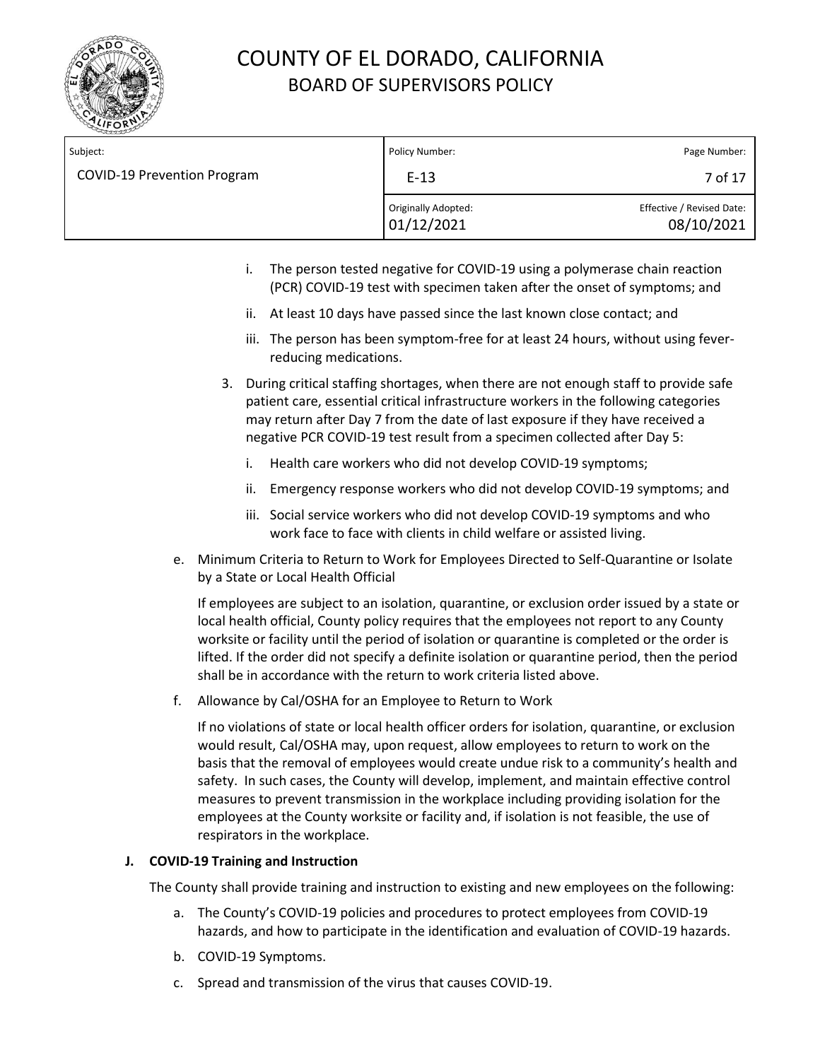i. The person tested negative for COVID-19 using a polymerase chain reaction (PCR) COVID-19 test with specimen taken after the onset of symptoms; and
   ii. At least 10 days have passed since the last known close contact; and
   iii. The person has been symptom-free for at least 24 hours, without using fever-reducing medications.

3. During critical staffing shortages, when there are not enough staff to provide safe patient care, essential critical infrastructure workers in the following categories may return after Day 7 from the date of last exposure if they have received a negative PCR COVID-19 test result from a specimen collected after Day 5:
   i. Health care workers who did not develop COVID-19 symptoms;
   ii. Emergency response workers who did not develop COVID-19 symptoms; and
   iii. Social service workers who did not develop COVID-19 symptoms and who work face to face with clients in child welfare or assisted living.

e. Minimum Criteria to Return to Work for Employees Directed to Self-Quarantine or Isolate by a State or Local Health Official

   If employees are subject to an isolation, quarantine, or exclusion order issued by a state or local health official, County policy requires that the employees not report to any County worksite or facility until the period of isolation or quarantine is completed or the order is lifted. If the order did not specify a definite isolation or quarantine period, then the period shall be in accordance with the return to work criteria listed above.

f. Allowance by Cal/OSHA for an Employee to Return to Work

   If no violations of state or local health officer orders for isolation, quarantine, or exclusion would result, Cal/OSHA may, upon request, allow employees to return to work on the basis that the removal of employees would create undue risk to a community's health and safety. In such cases, the County will develop, implement, and maintain effective control measures to prevent transmission in the workplace including providing isolation for the employees at the County worksite or facility and, if isolation is not feasible, the use of respirators in the workplace.

**J. COVID-19 Training and Instruction**

The County shall provide training and instruction to existing and new employees on the following:

a. The County's COVID-19 policies and procedures to protect employees from COVID-19 hazards, and how to participate in the identification and evaluation of COVID-19 hazards.
b. COVID-19 Symptoms.
c. Spread and transmission of the virus that causes COVID-19.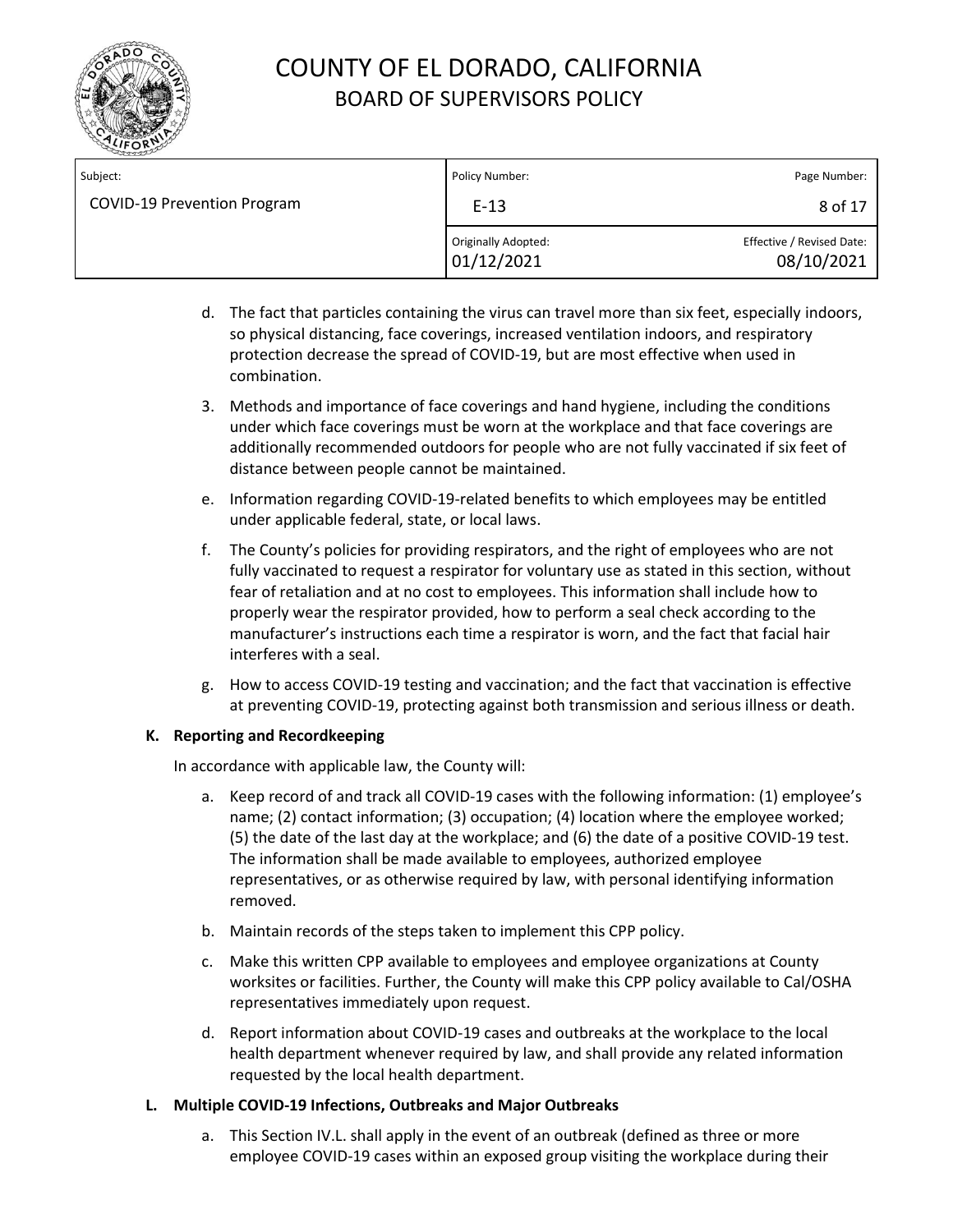d. The fact that particles containing the virus can travel more than six feet, especially indoors, so physical distancing, face coverings, increased ventilation indoors, and respiratory protection decrease the spread of COVID-19, but are most effective when used in combination.

3. Methods and importance of face coverings and hand hygiene, including the conditions under which face coverings must be worn at the workplace and that face coverings are additionally recommended outdoors for people who are not fully vaccinated if six feet of distance between people cannot be maintained.

e. Information regarding COVID-19-related benefits to which employees may be entitled under applicable federal, state, or local laws.

f. The County's policies for providing respirators, and the right of employees who are not fully vaccinated to request a respirator for voluntary use as stated in this section, without fear of retaliation and at no cost to employees. This information shall include how to properly wear the respirator provided, how to perform a seal check according to the manufacturer's instructions each time a respirator is worn, and the fact that facial hair interferes with a seal.

g. How to access COVID-19 testing and vaccination; and the fact that vaccination is effective at preventing COVID-19, protecting against both transmission and serious illness or death.

**K. Reporting and Recordkeeping**

In accordance with applicable law, the County will:

a. Keep record of and track all COVID-19 cases with the following information: (1) employee's name; (2) contact information; (3) occupation; (4) location where the employee worked; (5) the date of the last day at the workplace; and (6) the date of a positive COVID-19 test. The information shall be made available to employees, authorized employee representatives, or as otherwise required by law, with personal identifying information removed.

b. Maintain records of the steps taken to implement this CPP policy.

c. Make this written CPP available to employees and employee organizations at County worksites or facilities. Further, the County will make this CPP policy available to Cal/OSHA representatives immediately upon request.

d. Report information about COVID-19 cases and outbreaks at the workplace to the local health department whenever required by law, and shall provide any related information requested by the local health department.

**L. Multiple COVID-19 Infections, Outbreaks and Major Outbreaks**

a. This Section IV.L. shall apply in the event of an outbreak (defined as three or more employee COVID-19 cases within an exposed group visiting the workplace during their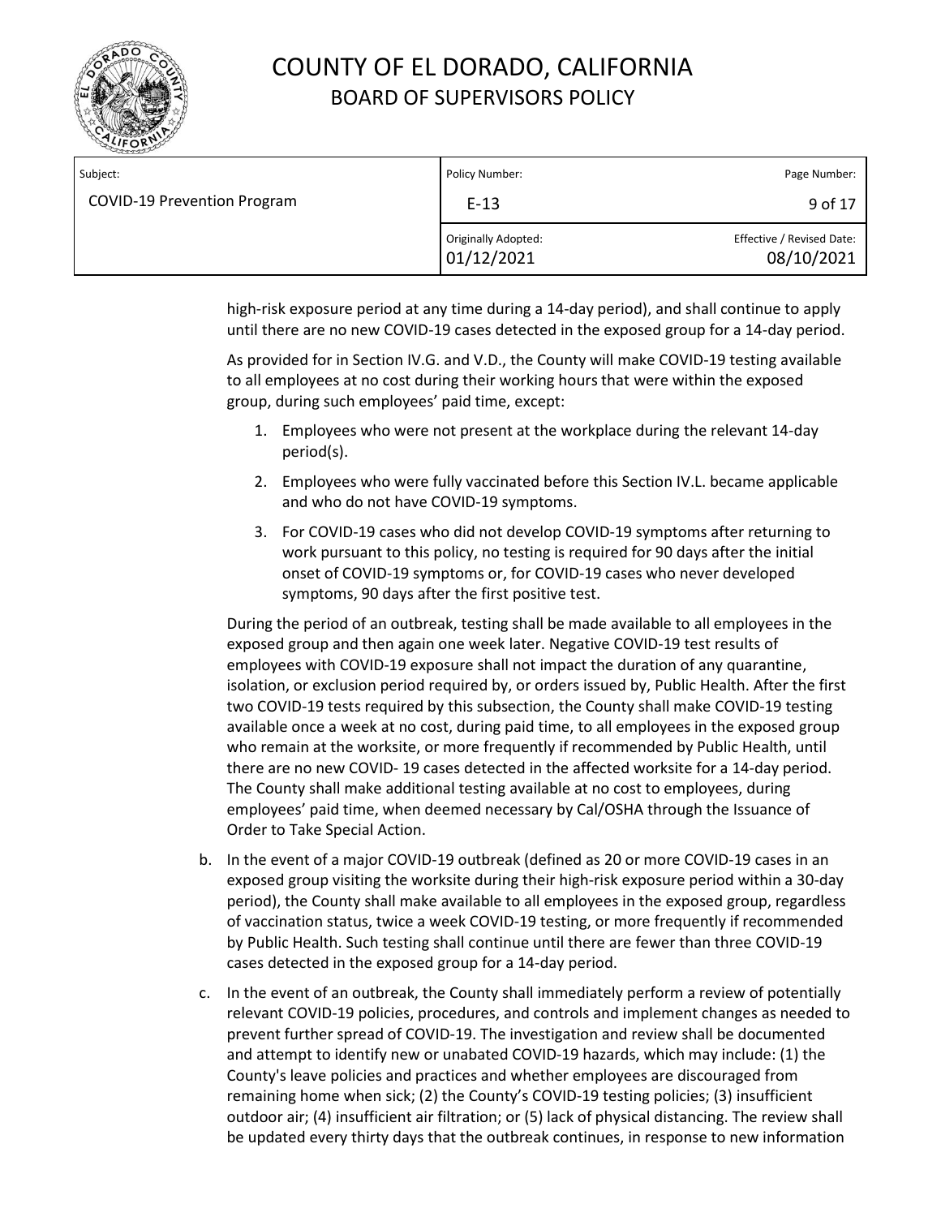high-risk exposure period at any time during a 14-day period), and shall continue to apply until there are no new COVID-19 cases detected in the exposed group for a 14-day period.

As provided for in Section IV.G. and V.D., the County will make COVID-19 testing available to all employees at no cost during their working hours that were within the exposed group, during such employees' paid time, except:

1. Employees who were not present at the workplace during the relevant 14-day period(s).
2. Employees who were fully vaccinated before this Section IV.L. became applicable and who do not have COVID-19 symptoms.
3. For COVID-19 cases who did not develop COVID-19 symptoms after returning to work pursuant to this policy, no testing is required for 90 days after the initial onset of COVID-19 symptoms or, for COVID-19 cases who never developed symptoms, 90 days after the first positive test.

During the period of an outbreak, testing shall be made available to all employees in the exposed group and then again one week later. Negative COVID-19 test results of employees with COVID-19 exposure shall not impact the duration of any quarantine, isolation, or exclusion period required by, or orders issued by, Public Health. After the first two COVID-19 tests required by this subsection, the County shall make COVID-19 testing available once a week at no cost, during paid time, to all employees in the exposed group who remain at the worksite, or more frequently if recommended by Public Health, until there are no new COVID- 19 cases detected in the affected worksite for a 14-day period. The County shall make additional testing available at no cost to employees, during employees' paid time, when deemed necessary by Cal/OSHA through the Issuance of Order to Take Special Action.

b. In the event of a major COVID-19 outbreak (defined as 20 or more COVID-19 cases in an exposed group visiting the worksite during their high-risk exposure period within a 30-day period), the County shall make available to all employees in the exposed group, regardless of vaccination status, twice a week COVID-19 testing, or more frequently if recommended by Public Health. Such testing shall continue until there are fewer than three COVID-19 cases detected in the exposed group for a 14-day period.

c. In the event of an outbreak, the County shall immediately perform a review of potentially relevant COVID-19 policies, procedures, and controls and implement changes as needed to prevent further spread of COVID-19. The investigation and review shall be documented and attempt to identify new or unabated COVID-19 hazards, which may include: (1) the County's leave policies and practices and whether employees are discouraged from remaining home when sick; (2) the County's COVID-19 testing policies; (3) insufficient outdoor air; (4) insufficient air filtration; or (5) lack of physical distancing. The review shall be updated every thirty days that the outbreak continues, in response to new information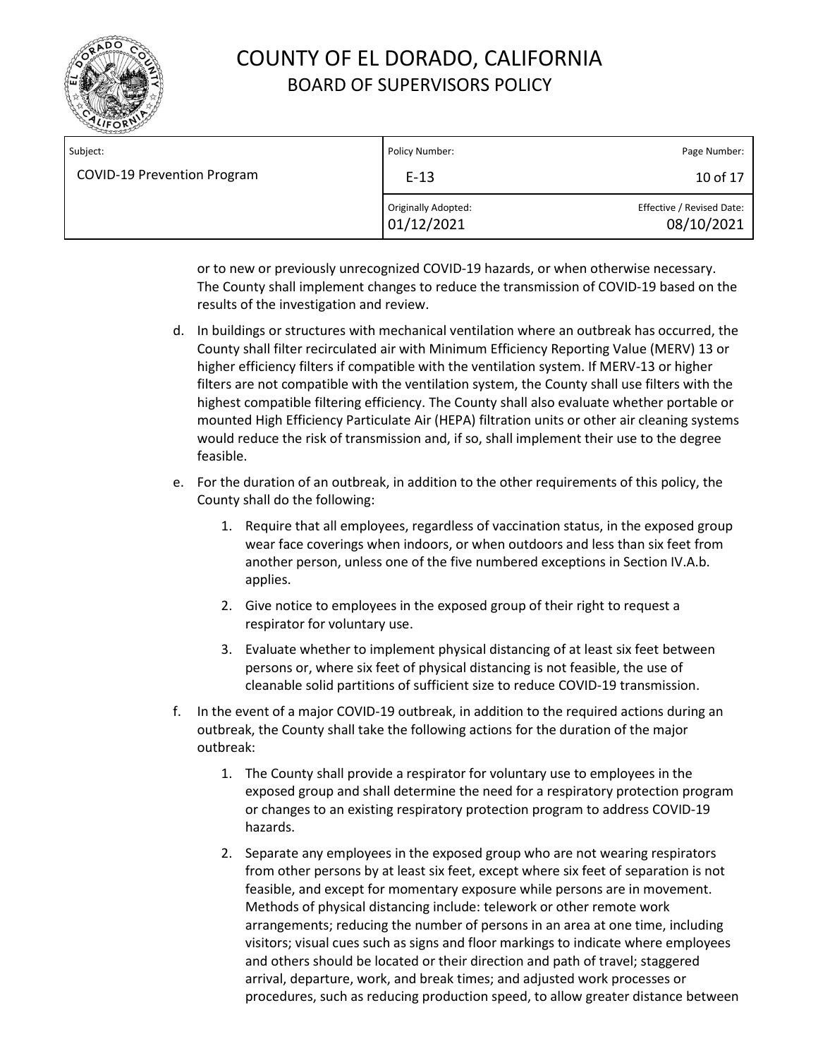or to new or previously unrecognized COVID-19 hazards, or when otherwise necessary. The County shall implement changes to reduce the transmission of COVID-19 based on the results of the investigation and review.

d. In buildings or structures with mechanical ventilation where an outbreak has occurred, the County shall filter recirculated air with Minimum Efficiency Reporting Value (MERV) 13 or higher efficiency filters if compatible with the ventilation system. If MERV-13 or higher filters are not compatible with the ventilation system, the County shall use filters with the highest compatible filtering efficiency. The County shall also evaluate whether portable or mounted High Efficiency Particulate Air (HEPA) filtration units or other air cleaning systems would reduce the risk of transmission and, if so, shall implement their use to the degree feasible.

e. For the duration of an outbreak, in addition to the other requirements of this policy, the County shall do the following:

   1. Require that all employees, regardless of vaccination status, in the exposed group wear face coverings when indoors, or when outdoors and less than six feet from another person, unless one of the five numbered exceptions in Section IV.A.b. applies.

   2. Give notice to employees in the exposed group of their right to request a respirator for voluntary use.

   3. Evaluate whether to implement physical distancing of at least six feet between persons or, where six feet of physical distancing is not feasible, the use of cleanable solid partitions of sufficient size to reduce COVID-19 transmission.

f. In the event of a major COVID-19 outbreak, in addition to the required actions during an outbreak, the County shall take the following actions for the duration of the major outbreak:

   1. The County shall provide a respirator for voluntary use to employees in the exposed group and shall determine the need for a respiratory protection program or changes to an existing respiratory protection program to address COVID-19 hazards.

   2. Separate any employees in the exposed group who are not wearing respirators from other persons by at least six feet, except where six feet of separation is not feasible, and except for momentary exposure while persons are in movement. Methods of physical distancing include: telework or other remote work arrangements; reducing the number of persons in an area at one time, including visitors; visual cues such as signs and floor markings to indicate where employees and others should be located or their direction and path of travel; staggered arrival, departure, work, and break times; and adjusted work processes or procedures, such as reducing production speed, to allow greater distance between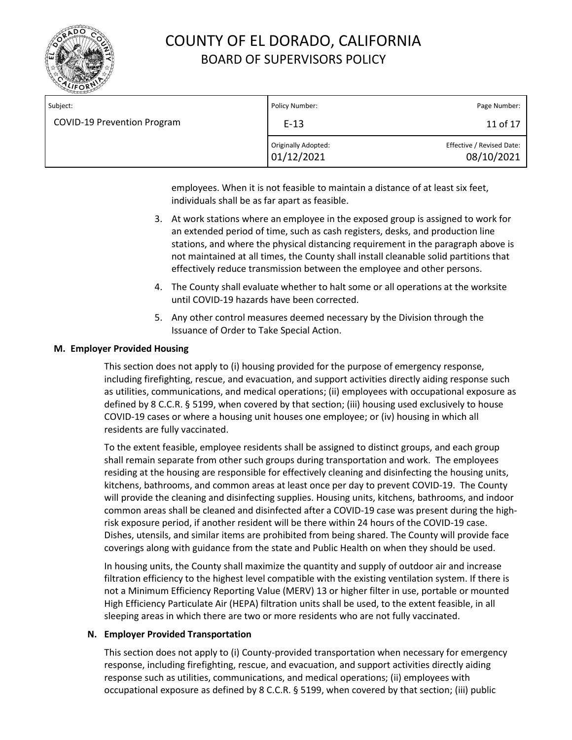employees. When it is not feasible to maintain a distance of at least six feet, individuals shall be as far apart as feasible.

3. At work stations where an employee in the exposed group is assigned to work for an extended period of time, such as cash registers, desks, and production line stations, and where the physical distancing requirement in the paragraph above is not maintained at all times, the County shall install cleanable solid partitions that effectively reduce transmission between the employee and other persons.
4. The County shall evaluate whether to halt some or all operations at the worksite until COVID-19 hazards have been corrected.
5. Any other control measures deemed necessary by the Division through the Issuance of Order to Take Special Action.

**M. Employer Provided Housing**

This section does not apply to (i) housing provided for the purpose of emergency response, including firefighting, rescue, and evacuation, and support activities directly aiding response such as utilities, communications, and medical operations; (ii) employees with occupational exposure as defined by 8 C.C.R. § 5199, when covered by that section; (iii) housing used exclusively to house COVID-19 cases or where a housing unit houses one employee; or (iv) housing in which all residents are fully vaccinated.

To the extent feasible, employee residents shall be assigned to distinct groups, and each group shall remain separate from other such groups during transportation and work. The employees residing at the housing are responsible for effectively cleaning and disinfecting the housing units, kitchens, bathrooms, and common areas at least once per day to prevent COVID-19. The County will provide the cleaning and disinfecting supplies. Housing units, kitchens, bathrooms, and indoor common areas shall be cleaned and disinfected after a COVID-19 case was present during the high-risk exposure period, if another resident will be there within 24 hours of the COVID-19 case. Dishes, utensils, and similar items are prohibited from being shared. The County will provide face coverings along with guidance from the state and Public Health on when they should be used.

In housing units, the County shall maximize the quantity and supply of outdoor air and increase filtration efficiency to the highest level compatible with the existing ventilation system. If there is not a Minimum Efficiency Reporting Value (MERV) 13 or higher filter in use, portable or mounted High Efficiency Particulate Air (HEPA) filtration units shall be used, to the extent feasible, in all sleeping areas in which there are two or more residents who are not fully vaccinated.

**N. Employer Provided Transportation**

This section does not apply to (i) County-provided transportation when necessary for emergency response, including firefighting, rescue, and evacuation, and support activities directly aiding response such as utilities, communications, and medical operations; (ii) employees with occupational exposure as defined by 8 C.C.R. § 5199, when covered by that section; (iii) public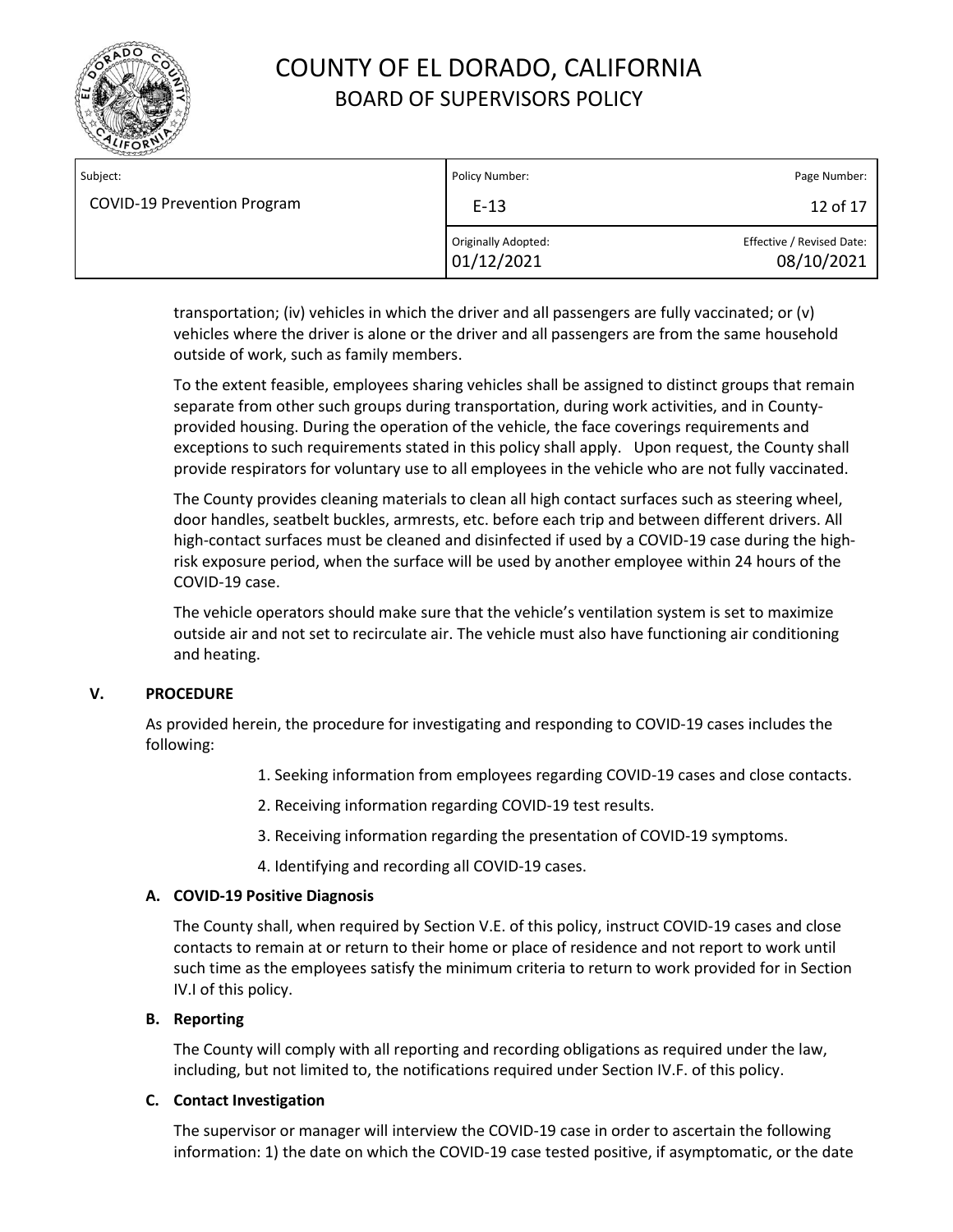transportation; (iv) vehicles in which the driver and all passengers are fully vaccinated; or (v) vehicles where the driver is alone or the driver and all passengers are from the same household outside of work, such as family members.

To the extent feasible, employees sharing vehicles shall be assigned to distinct groups that remain separate from other such groups during transportation, during work activities, and in County-provided housing. During the operation of the vehicle, the face coverings requirements and exceptions to such requirements stated in this policy shall apply. Upon request, the County shall provide respirators for voluntary use to all employees in the vehicle who are not fully vaccinated.

The County provides cleaning materials to clean all high contact surfaces such as steering wheel, door handles, seatbelt buckles, armrests, etc. before each trip and between different drivers. All high-contact surfaces must be cleaned and disinfected if used by a COVID-19 case during the high-risk exposure period, when the surface will be used by another employee within 24 hours of the COVID-19 case.

The vehicle operators should make sure that the vehicle's ventilation system is set to maximize outside air and not set to recirculate air. The vehicle must also have functioning air conditioning and heating.

## V. PROCEDURE

As provided herein, the procedure for investigating and responding to COVID-19 cases includes the following:

1. Seeking information from employees regarding COVID-19 cases and close contacts.
2. Receiving information regarding COVID-19 test results.
3. Receiving information regarding the presentation of COVID-19 symptoms.
4. Identifying and recording all COVID-19 cases.

### A. COVID-19 Positive Diagnosis

The County shall, when required by Section V.E. of this policy, instruct COVID-19 cases and close contacts to remain at or return to their home or place of residence and not report to work until such time as the employees satisfy the minimum criteria to return to work provided for in Section IV.I of this policy.

### B. Reporting

The County will comply with all reporting and recording obligations as required under the law, including, but not limited to, the notifications required under Section IV.F. of this policy.

### C. Contact Investigation

The supervisor or manager will interview the COVID-19 case in order to ascertain the following information: 1) the date on which the COVID-19 case tested positive, if asymptomatic, or the date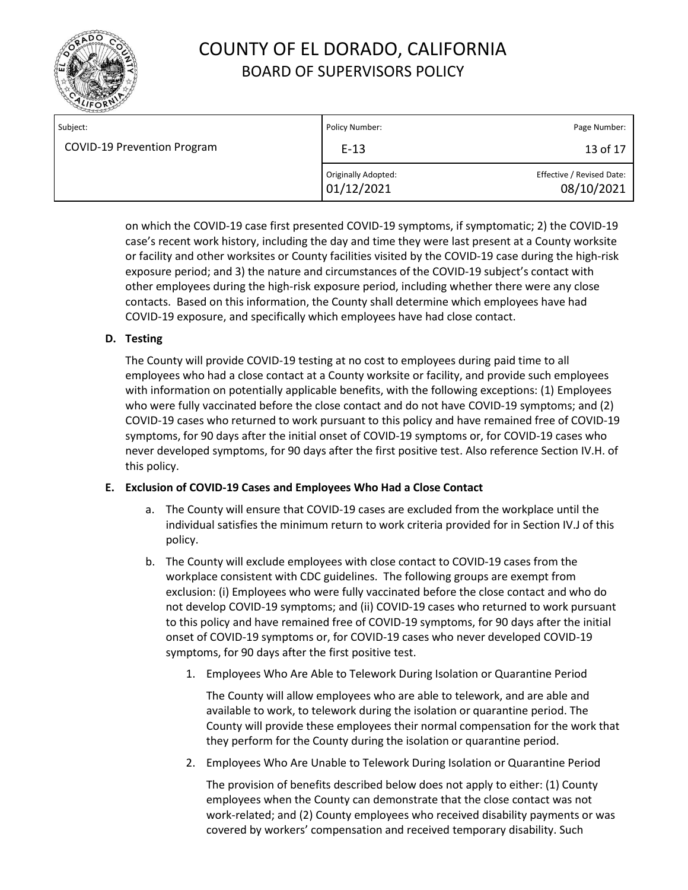on which the COVID-19 case first presented COVID-19 symptoms, if symptomatic; 2) the COVID-19 case's recent work history, including the day and time they were last present at a County worksite or facility and other worksites or County facilities visited by the COVID-19 case during the high-risk exposure period; and 3) the nature and circumstances of the COVID-19 subject's contact with other employees during the high-risk exposure period, including whether there were any close contacts. Based on this information, the County shall determine which employees have had COVID-19 exposure, and specifically which employees have had close contact.

**D. Testing**

The County will provide COVID-19 testing at no cost to employees during paid time to all employees who had a close contact at a County worksite or facility, and provide such employees with information on potentially applicable benefits, with the following exceptions: (1) Employees who were fully vaccinated before the close contact and do not have COVID-19 symptoms; and (2) COVID-19 cases who returned to work pursuant to this policy and have remained free of COVID-19 symptoms, for 90 days after the initial onset of COVID-19 symptoms or, for COVID-19 cases who never developed symptoms, for 90 days after the first positive test. Also reference Section IV.H. of this policy.

**E. Exclusion of COVID-19 Cases and Employees Who Had a Close Contact**

a. The County will ensure that COVID-19 cases are excluded from the workplace until the individual satisfies the minimum return to work criteria provided for in Section IV.J of this policy.

b. The County will exclude employees with close contact to COVID-19 cases from the workplace consistent with CDC guidelines. The following groups are exempt from exclusion: (i) Employees who were fully vaccinated before the close contact and who do not develop COVID-19 symptoms; and (ii) COVID-19 cases who returned to work pursuant to this policy and have remained free of COVID-19 symptoms, for 90 days after the initial onset of COVID-19 symptoms or, for COVID-19 cases who never developed COVID-19 symptoms, for 90 days after the first positive test.

1. Employees Who Are Able to Telework During Isolation or Quarantine Period

   The County will allow employees who are able to telework, and are able and available to work, to telework during the isolation or quarantine period. The County will provide these employees their normal compensation for the work that they perform for the County during the isolation or quarantine period.

2. Employees Who Are Unable to Telework During Isolation or Quarantine Period

   The provision of benefits described below does not apply to either: (1) County employees when the County can demonstrate that the close contact was not work-related; and (2) County employees who received disability payments or was covered by workers' compensation and received temporary disability. Such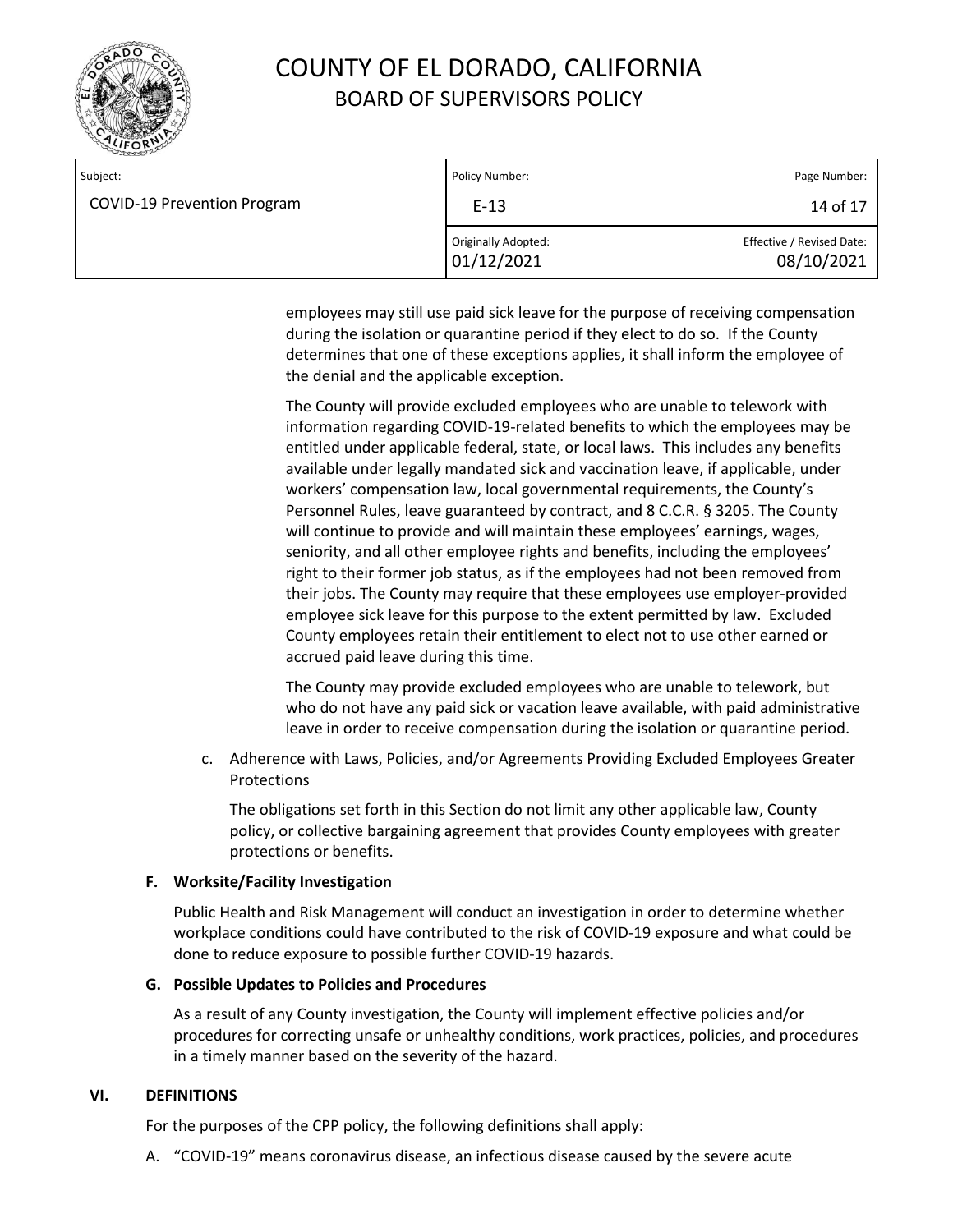employees may still use paid sick leave for the purpose of receiving compensation during the isolation or quarantine period if they elect to do so. If the County determines that one of these exceptions applies, it shall inform the employee of the denial and the applicable exception.

The County will provide excluded employees who are unable to telework with information regarding COVID-19-related benefits to which the employees may be entitled under applicable federal, state, or local laws. This includes any benefits available under legally mandated sick and vaccination leave, if applicable, under workers' compensation law, local governmental requirements, the County's Personnel Rules, leave guaranteed by contract, and 8 C.C.R. § 3205. The County will continue to provide and will maintain these employees' earnings, wages, seniority, and all other employee rights and benefits, including the employees' right to their former job status, as if the employees had not been removed from their jobs. The County may require that these employees use employer-provided employee sick leave for this purpose to the extent permitted by law. Excluded County employees retain their entitlement to elect not to use other earned or accrued paid leave during this time.

The County may provide excluded employees who are unable to telework, but who do not have any paid sick or vacation leave available, with paid administrative leave in order to receive compensation during the isolation or quarantine period.

c. Adherence with Laws, Policies, and/or Agreements Providing Excluded Employees Greater Protections

   The obligations set forth in this Section do not limit any other applicable law, County policy, or collective bargaining agreement that provides County employees with greater protections or benefits.

**F. Worksite/Facility Investigation**

Public Health and Risk Management will conduct an investigation in order to determine whether workplace conditions could have contributed to the risk of COVID-19 exposure and what could be done to reduce exposure to possible further COVID-19 hazards.

**G. Possible Updates to Policies and Procedures**

As a result of any County investigation, the County will implement effective policies and/or procedures for correcting unsafe or unhealthy conditions, work practices, policies, and procedures in a timely manner based on the severity of the hazard.

## VI. DEFINITIONS

For the purposes of the CPP policy, the following definitions shall apply:

A. "COVID-19" means coronavirus disease, an infectious disease caused by the severe acute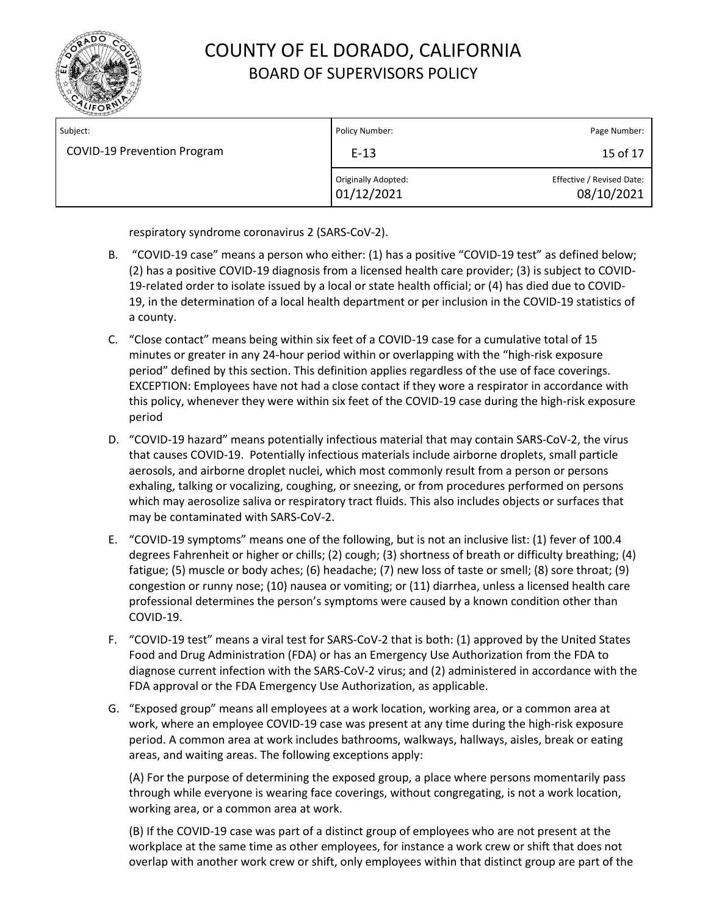respiratory syndrome coronavirus 2 (SARS-CoV-2).

B. "COVID-19 case" means a person who either: (1) has a positive "COVID-19 test" as defined below; (2) has a positive COVID-19 diagnosis from a licensed health care provider; (3) is subject to COVID-19-related order to isolate issued by a local or state health official; or (4) has died due to COVID-19, in the determination of a local health department or per inclusion in the COVID-19 statistics of a county.

C. "Close contact" means being within six feet of a COVID-19 case for a cumulative total of 15 minutes or greater in any 24-hour period within or overlapping with the "high-risk exposure period" defined by this section. This definition applies regardless of the use of face coverings. EXCEPTION: Employees have not had a close contact if they wore a respirator in accordance with this policy, whenever they were within six feet of the COVID-19 case during the high-risk exposure period

D. "COVID-19 hazard" means potentially infectious material that may contain SARS-CoV-2, the virus that causes COVID-19. Potentially infectious materials include airborne droplets, small particle aerosols, and airborne droplet nuclei, which most commonly result from a person or persons exhaling, talking or vocalizing, coughing, or sneezing, or from procedures performed on persons which may aerosolize saliva or respiratory tract fluids. This also includes objects or surfaces that may be contaminated with SARS-CoV-2.

E. "COVID-19 symptoms" means one of the following, but is not an inclusive list: (1) fever of 100.4 degrees Fahrenheit or higher or chills; (2) cough; (3) shortness of breath or difficulty breathing; (4) fatigue; (5) muscle or body aches; (6) headache; (7) new loss of taste or smell; (8) sore throat; (9) congestion or runny nose; (10) nausea or vomiting; or (11) diarrhea, unless a licensed health care professional determines the person's symptoms were caused by a known condition other than COVID-19.

F. "COVID-19 test" means a viral test for SARS-CoV-2 that is both: (1) approved by the United States Food and Drug Administration (FDA) or has an Emergency Use Authorization from the FDA to diagnose current infection with the SARS-CoV-2 virus; and (2) administered in accordance with the FDA approval or the FDA Emergency Use Authorization, as applicable.

G. "Exposed group" means all employees at a work location, working area, or a common area at work, where an employee COVID-19 case was present at any time during the high-risk exposure period. A common area at work includes bathrooms, walkways, hallways, aisles, break or eating areas, and waiting areas. The following exceptions apply:

(A) For the purpose of determining the exposed group, a place where persons momentarily pass through while everyone is wearing face coverings, without congregating, is not a work location, working area, or a common area at work.

(B) If the COVID-19 case was part of a distinct group of employees who are not present at the workplace at the same time as other employees, for instance a work crew or shift that does not overlap with another work crew or shift, only employees within that distinct group are part of the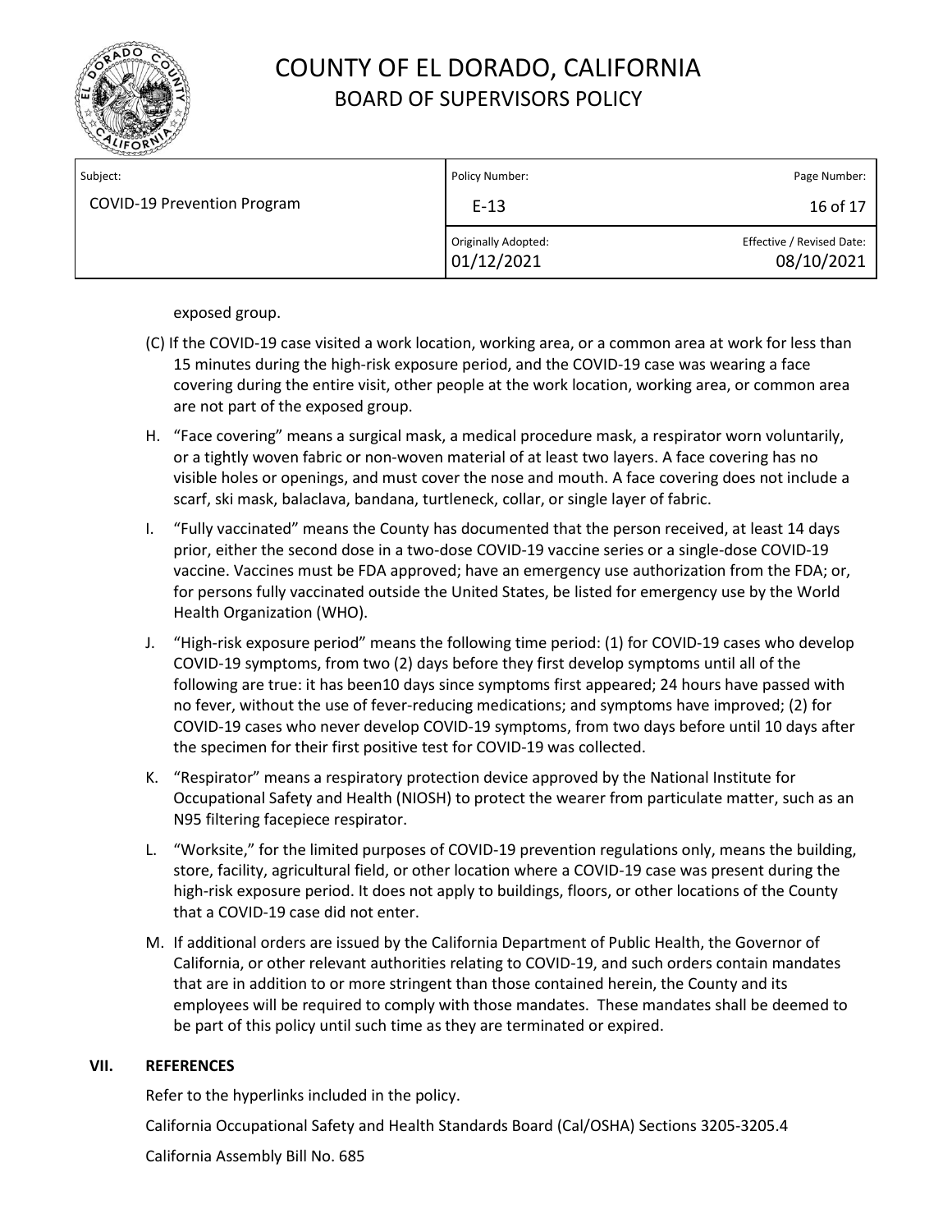exposed group.

(C) If the COVID-19 case visited a work location, working area, or a common area at work for less than 15 minutes during the high-risk exposure period, and the COVID-19 case was wearing a face covering during the entire visit, other people at the work location, working area, or common area are not part of the exposed group.

H. "Face covering" means a surgical mask, a medical procedure mask, a respirator worn voluntarily, or a tightly woven fabric or non-woven material of at least two layers. A face covering has no visible holes or openings, and must cover the nose and mouth. A face covering does not include a scarf, ski mask, balaclava, bandana, turtleneck, collar, or single layer of fabric.

I. "Fully vaccinated" means the County has documented that the person received, at least 14 days prior, either the second dose in a two-dose COVID-19 vaccine series or a single-dose COVID-19 vaccine. Vaccines must be FDA approved; have an emergency use authorization from the FDA; or, for persons fully vaccinated outside the United States, be listed for emergency use by the World Health Organization (WHO).

J. "High-risk exposure period" means the following time period: (1) for COVID-19 cases who develop COVID-19 symptoms, from two (2) days before they first develop symptoms until all of the following are true: it has been10 days since symptoms first appeared; 24 hours have passed with no fever, without the use of fever-reducing medications; and symptoms have improved; (2) for COVID-19 cases who never develop COVID-19 symptoms, from two days before until 10 days after the specimen for their first positive test for COVID-19 was collected.

K. "Respirator" means a respiratory protection device approved by the National Institute for Occupational Safety and Health (NIOSH) to protect the wearer from particulate matter, such as an N95 filtering facepiece respirator.

L. "Worksite," for the limited purposes of COVID-19 prevention regulations only, means the building, store, facility, agricultural field, or other location where a COVID-19 case was present during the high-risk exposure period. It does not apply to buildings, floors, or other locations of the County that a COVID-19 case did not enter.

M. If additional orders are issued by the California Department of Public Health, the Governor of California, or other relevant authorities relating to COVID-19, and such orders contain mandates that are in addition to or more stringent than those contained herein, the County and its employees will be required to comply with those mandates. These mandates shall be deemed to be part of this policy until such time as they are terminated or expired.

## VII. REFERENCES

Refer to the hyperlinks included in the policy.

California Occupational Safety and Health Standards Board (Cal/OSHA) Sections 3205-3205.4

California Assembly Bill No. 685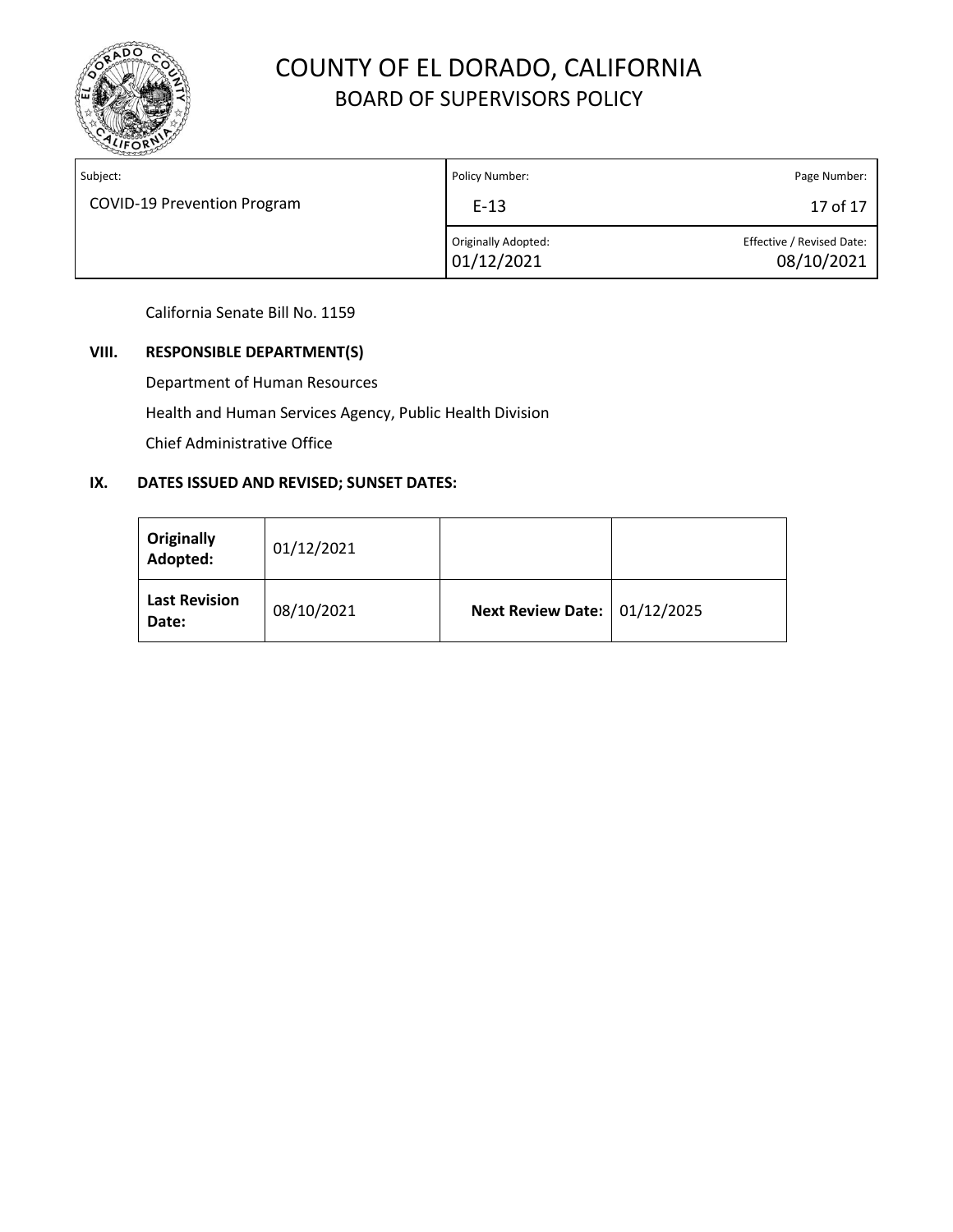California Senate Bill No. 1159

## VIII. RESPONSIBLE DEPARTMENT(S)

Department of Human Resources

Health and Human Services Agency, Public Health Division

Chief Administrative Office

## IX. DATES ISSUED AND REVISED; SUNSET DATES:

| | | | |
|---|---|---|---|
| **Originally Adopted:** | 01/12/2021 | | |
| **Last Revision Date:** | 08/10/2021 | **Next Review Date:** | 01/12/2025 |